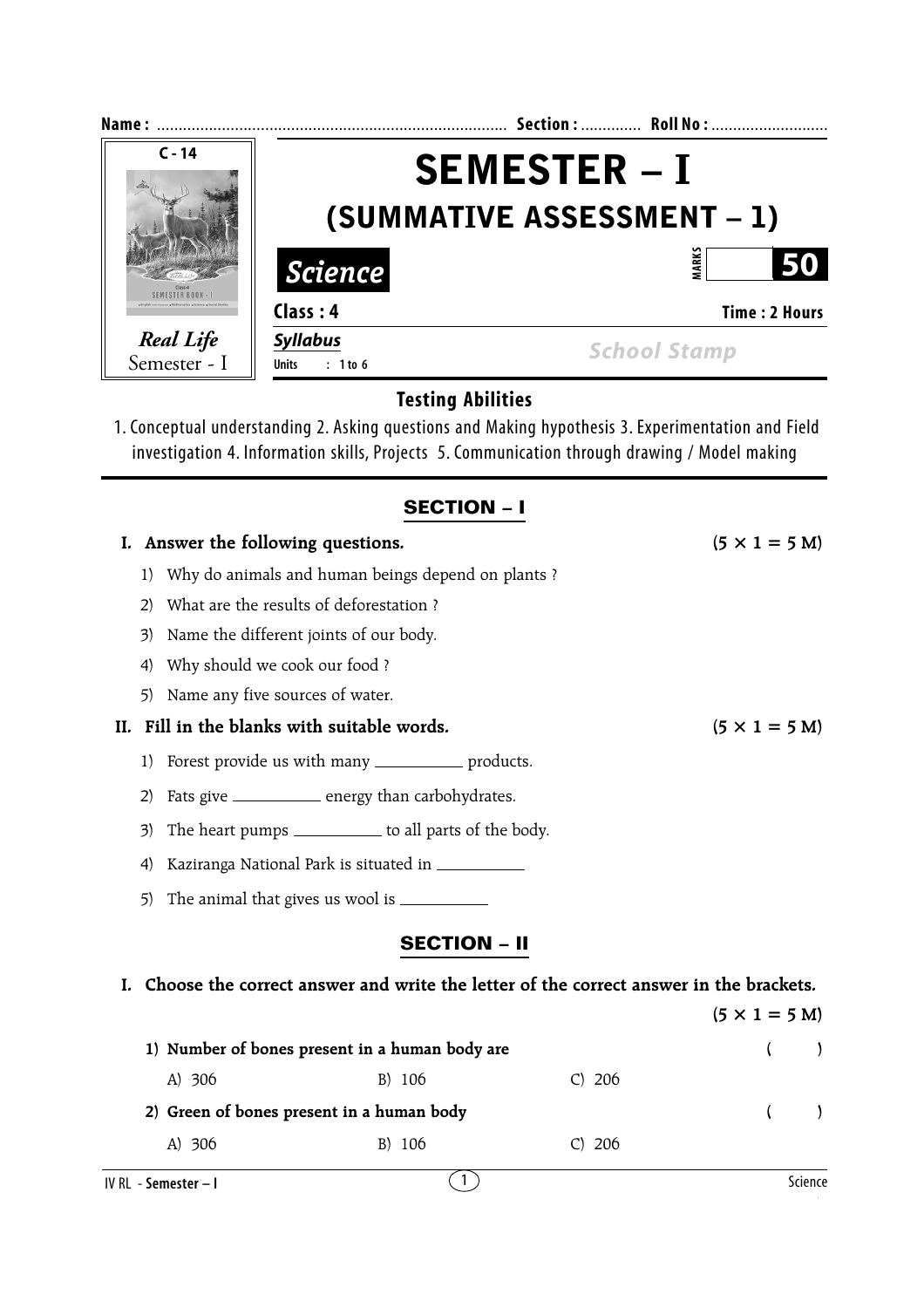Name : .................................................................................. Section : .............. Roll No : ...........................

C - 14

*Real Life*
Semester - I

# SEMESTER – I

## (SUMMATIVE ASSESSMENT – 1)

**Science**

MARKS **50**

**Class : 4** **Time : 2 Hours**

***Syllabus***

Units : 1 to 6

School Stamp

### Testing Abilities

1. Conceptual understanding 2. Asking questions and Making hypothesis 3. Experimentation and Field investigation 4. Information skills, Projects 5. Communication through drawing / Model making

## SECTION – I

**I. Answer the following questions.** **(5 × 1 = 5 M)**

1) Why do animals and human beings depend on plants ?
2) What are the results of deforestation ?
3) Name the different joints of our body.
4) Why should we cook our food ?
5) Name any five sources of water.

**II. Fill in the blanks with suitable words.** **(5 × 1 = 5 M)**

1) Forest provide us with many __________ products.
2) Fats give __________ energy than carbohydrates.
3) The heart pumps __________ to all parts of the body.
4) Kaziranga National Park is situated in __________
5) The animal that gives us wool is __________

## SECTION – II

**I. Choose the correct answer and write the letter of the correct answer in the brackets.** **(5 × 1 = 5 M)**

**1) Number of bones present in a human body are** ( )

A) 306 B) 106 C) 206

**2) Green of bones present in a human body** ( )

A) 306 B) 106 C) 206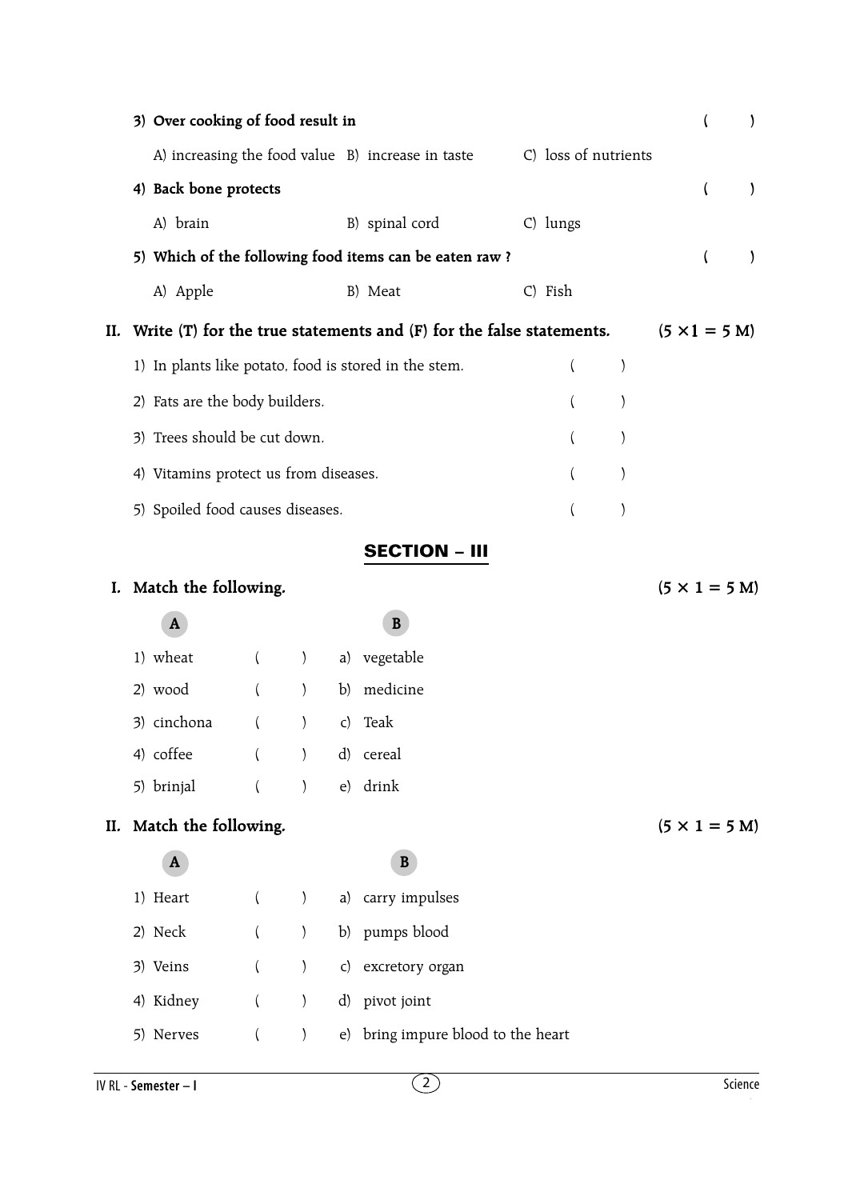3) **Over cooking of food result in** ( )

A) increasing the food value B) increase in taste C) loss of nutrients

4) **Back bone protects** ( )

A) brain B) spinal cord C) lungs

5) **Which of the following food items can be eaten raw ?** ( )

A) Apple B) Meat C) Fish

**II. Write (T) for the true statements and (F) for the false statements.** **(5 ×1 = 5 M)**

1) In plants like potato, food is stored in the stem. ( )
2) Fats are the body builders. ( )
3) Trees should be cut down. ( )
4) Vitamins protect us from diseases. ( )
5) Spoiled food causes diseases. ( )

## SECTION – III

**I. Match the following.** **(5 × 1 = 5 M)**

| A | | B |
|---|---|---|
| 1) wheat | ( ) | a) vegetable |
| 2) wood | ( ) | b) medicine |
| 3) cinchona | ( ) | c) Teak |
| 4) coffee | ( ) | d) cereal |
| 5) brinjal | ( ) | e) drink |

**II. Match the following.** **(5 × 1 = 5 M)**

| A | | B |
|---|---|---|
| 1) Heart | ( ) | a) carry impulses |
| 2) Neck | ( ) | b) pumps blood |
| 3) Veins | ( ) | c) excretory organ |
| 4) Kidney | ( ) | d) pivot joint |
| 5) Nerves | ( ) | e) bring impure blood to the heart |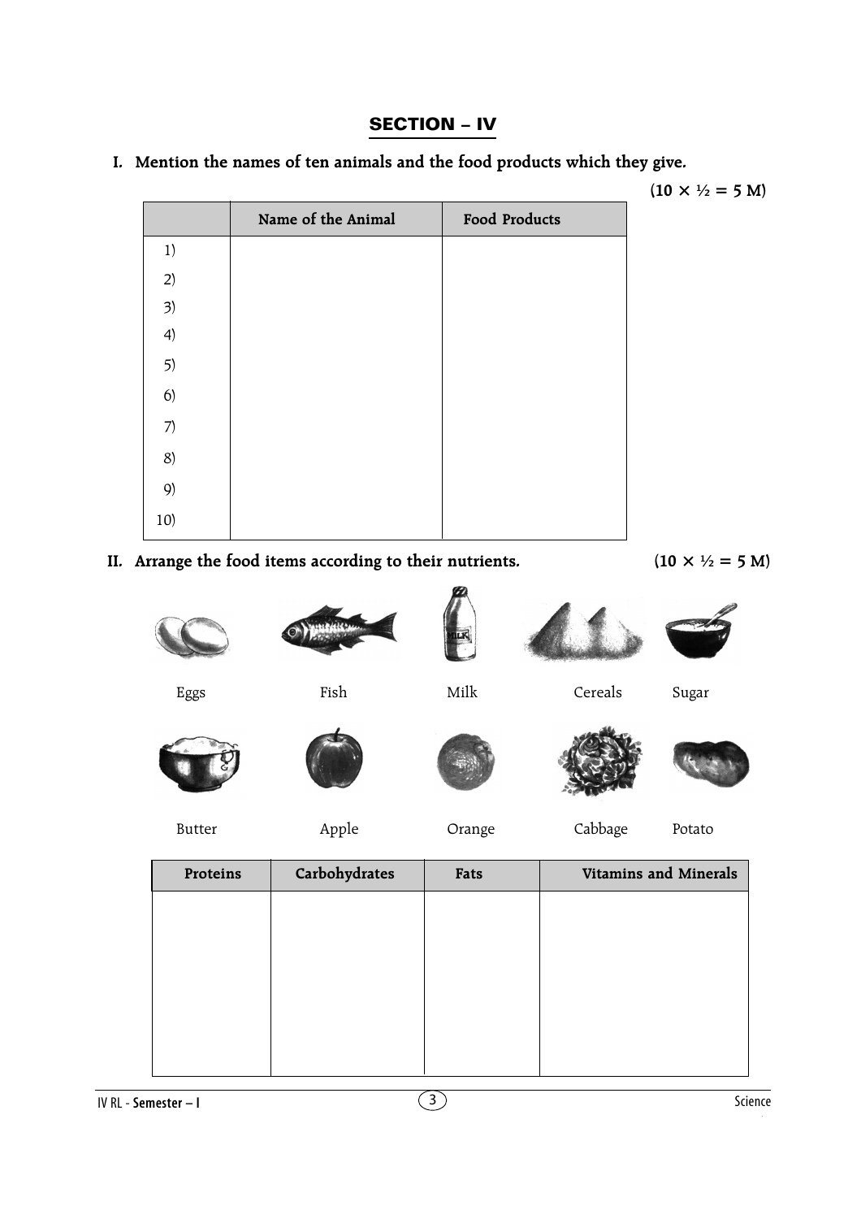## SECTION – IV

**I. Mention the names of ten animals and the food products which they give.**

**(10 × ½ = 5 M)**

| | Name of the Animal | Food Products |
|---|---|---|
| 1) | | |
| 2) | | |
| 3) | | |
| 4) | | |
| 5) | | |
| 6) | | |
| 7) | | |
| 8) | | |
| 9) | | |
| 10) | | |

**II. Arrange the food items according to their nutrients.** **(10 × ½ = 5 M)**

Eggs Fish Milk Cereals Sugar

Butter Apple Orange Cabbage Potato

| Proteins | Carbohydrates | Fats | Vitamins and Minerals |
|---|---|---|---|
| | | | |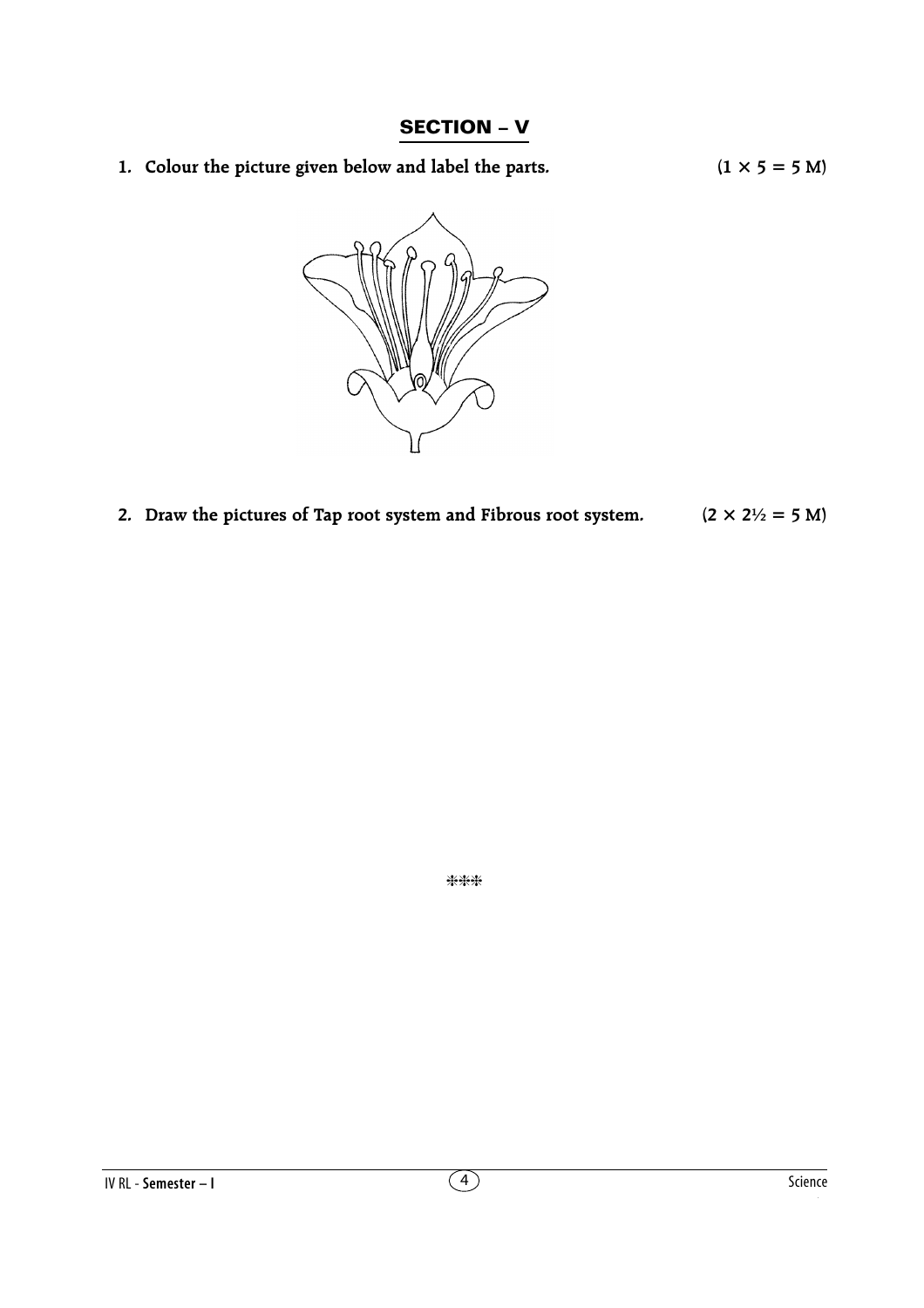## SECTION – V

**1. Colour the picture given below and label the parts.** **(1 × 5 = 5 M)**

**2. Draw the pictures of Tap root system and Fibrous root system.** **(2 × 2½ = 5 M)**

***